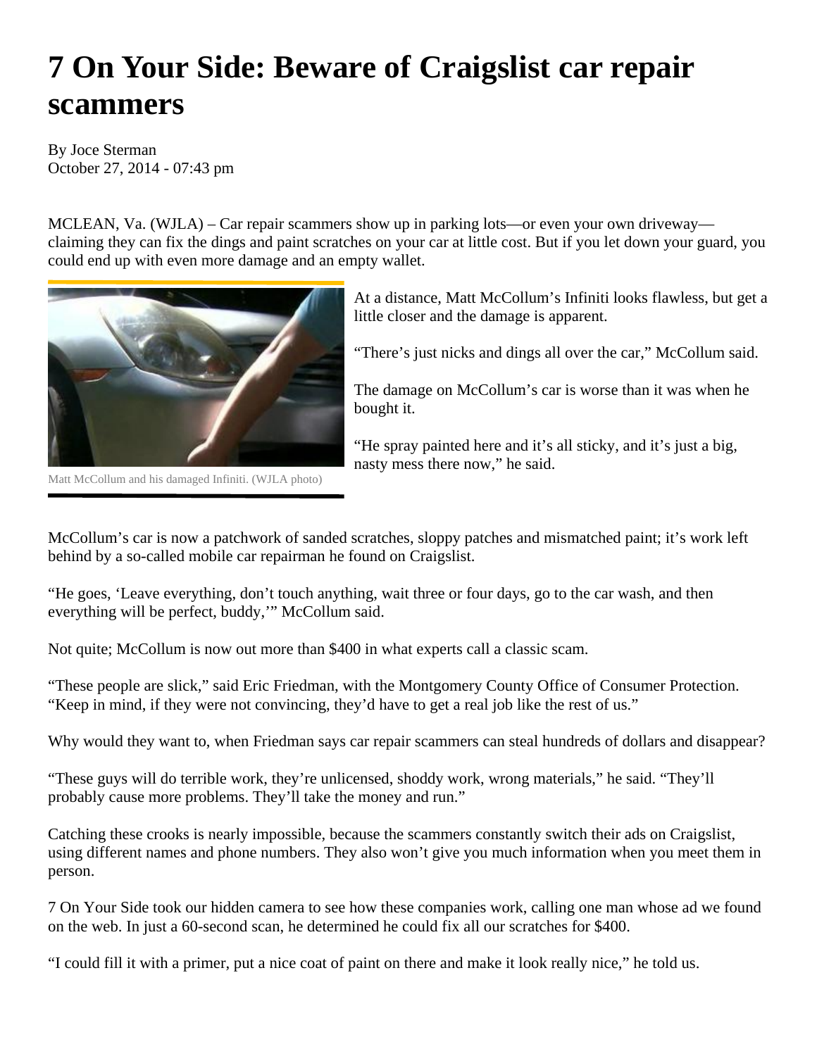# 7 On Your Side: Beware of Craigslist car repair scammers

By Joce Sterman
October 27, 2014 - 07:43 pm

MCLEAN, Va. (WJLA) – Car repair scammers show up in parking lots—or even your own driveway—claiming they can fix the dings and paint scratches on your car at little cost. But if you let down your guard, you could end up with even more damage and an empty wallet.

Matt McCollum and his damaged Infiniti. (WJLA photo)

At a distance, Matt McCollum's Infiniti looks flawless, but get a little closer and the damage is apparent.

"There's just nicks and dings all over the car," McCollum said.

The damage on McCollum's car is worse than it was when he bought it.

"He spray painted here and it's all sticky, and it's just a big, nasty mess there now," he said.

McCollum's car is now a patchwork of sanded scratches, sloppy patches and mismatched paint; it's work left behind by a so-called mobile car repairman he found on Craigslist.

"He goes, 'Leave everything, don't touch anything, wait three or four days, go to the car wash, and then everything will be perfect, buddy,'" McCollum said.

Not quite; McCollum is now out more than $400 in what experts call a classic scam.

"These people are slick," said Eric Friedman, with the Montgomery County Office of Consumer Protection. "Keep in mind, if they were not convincing, they'd have to get a real job like the rest of us."

Why would they want to, when Friedman says car repair scammers can steal hundreds of dollars and disappear?

"These guys will do terrible work, they're unlicensed, shoddy work, wrong materials," he said. "They'll probably cause more problems. They'll take the money and run."

Catching these crooks is nearly impossible, because the scammers constantly switch their ads on Craigslist, using different names and phone numbers. They also won't give you much information when you meet them in person.

7 On Your Side took our hidden camera to see how these companies work, calling one man whose ad we found on the web. In just a 60-second scan, he determined he could fix all our scratches for $400.

"I could fill it with a primer, put a nice coat of paint on there and make it look really nice," he told us.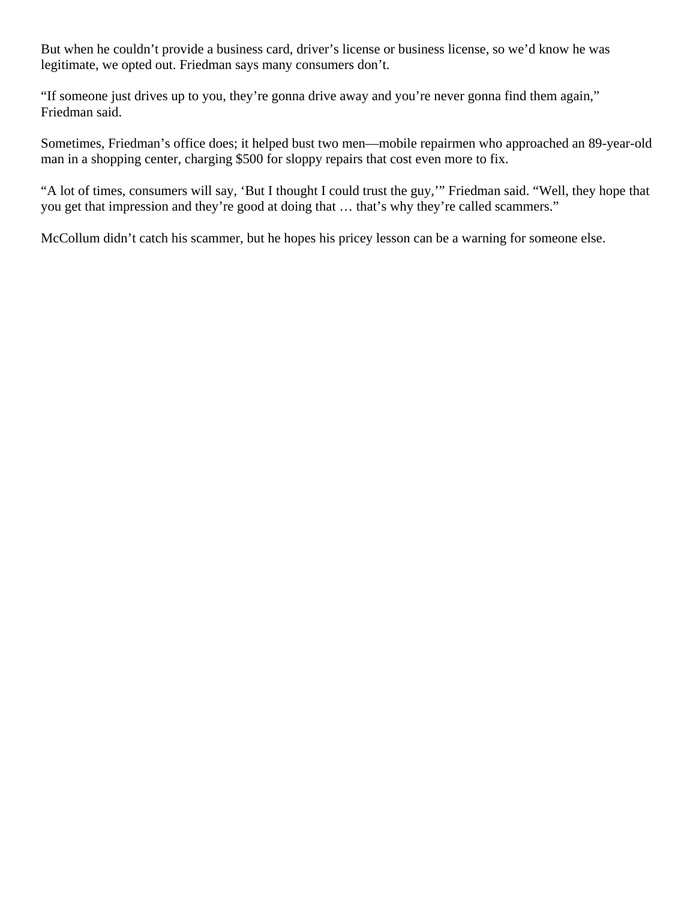But when he couldn't provide a business card, driver's license or business license, so we'd know he was legitimate, we opted out. Friedman says many consumers don't.

"If someone just drives up to you, they're gonna drive away and you're never gonna find them again," Friedman said.

Sometimes, Friedman's office does; it helped bust two men—mobile repairmen who approached an 89-year-old man in a shopping center, charging $500 for sloppy repairs that cost even more to fix.

"A lot of times, consumers will say, 'But I thought I could trust the guy,'" Friedman said. "Well, they hope that you get that impression and they're good at doing that … that's why they're called scammers."

McCollum didn't catch his scammer, but he hopes his pricey lesson can be a warning for someone else.